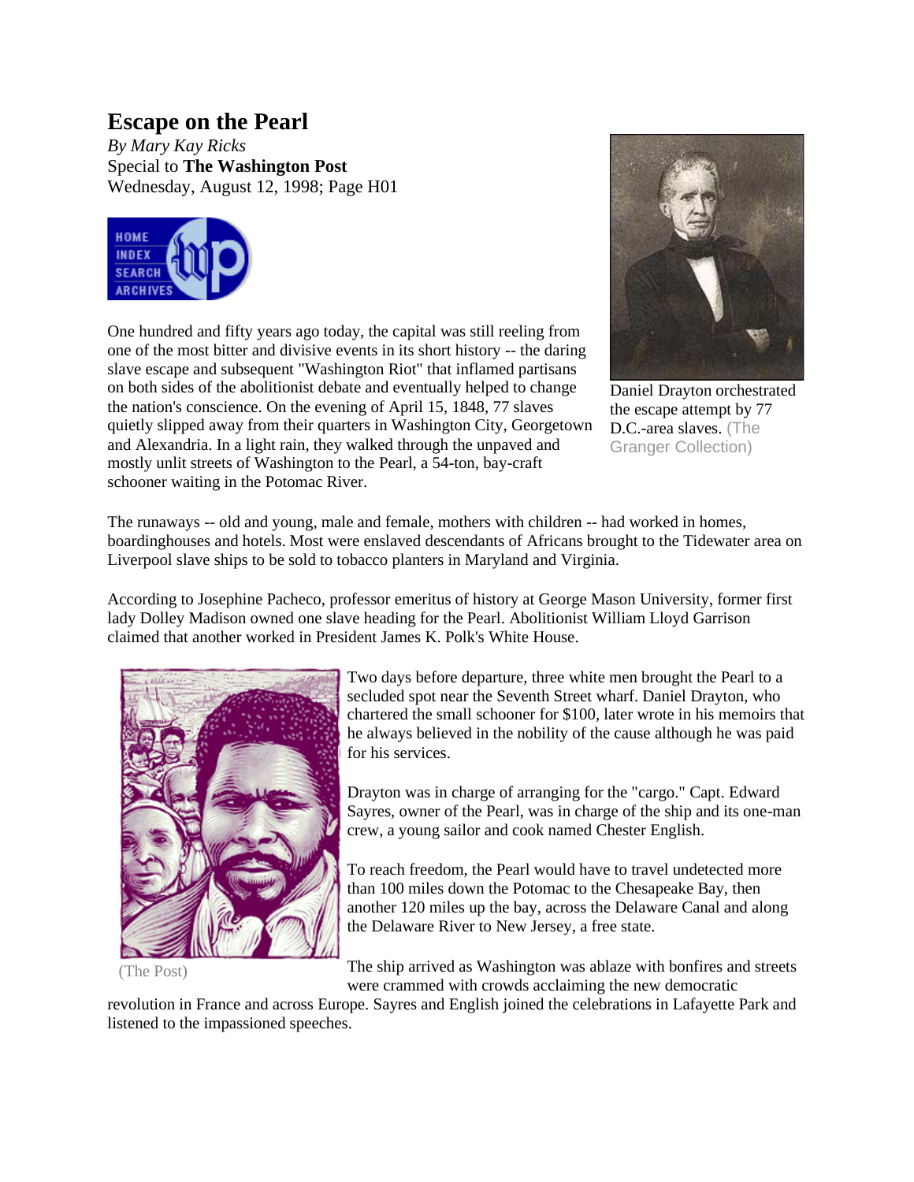# Escape on the Pearl

*By Mary Kay Ricks*
Special to **The Washington Post**
Wednesday, August 12, 1998; Page H01

HOME
INDEX
SEARCH
ARCHIVES

One hundred and fifty years ago today, the capital was still reeling from one of the most bitter and divisive events in its short history -- the daring slave escape and subsequent "Washington Riot" that inflamed partisans on both sides of the abolitionist debate and eventually helped to change the nation's conscience. On the evening of April 15, 1848, 77 slaves quietly slipped away from their quarters in Washington City, Georgetown and Alexandria. In a light rain, they walked through the unpaved and mostly unlit streets of Washington to the Pearl, a 54-ton, bay-craft schooner waiting in the Potomac River.

Daniel Drayton orchestrated the escape attempt by 77 D.C.-area slaves. (The Granger Collection)

The runaways -- old and young, male and female, mothers with children -- had worked in homes, boardinghouses and hotels. Most were enslaved descendants of Africans brought to the Tidewater area on Liverpool slave ships to be sold to tobacco planters in Maryland and Virginia.

According to Josephine Pacheco, professor emeritus of history at George Mason University, former first lady Dolley Madison owned one slave heading for the Pearl. Abolitionist William Lloyd Garrison claimed that another worked in President James K. Polk's White House.

(The Post)

Two days before departure, three white men brought the Pearl to a secluded spot near the Seventh Street wharf. Daniel Drayton, who chartered the small schooner for $100, later wrote in his memoirs that he always believed in the nobility of the cause although he was paid for his services.

Drayton was in charge of arranging for the "cargo." Capt. Edward Sayres, owner of the Pearl, was in charge of the ship and its one-man crew, a young sailor and cook named Chester English.

To reach freedom, the Pearl would have to travel undetected more than 100 miles down the Potomac to the Chesapeake Bay, then another 120 miles up the bay, across the Delaware Canal and along the Delaware River to New Jersey, a free state.

The ship arrived as Washington was ablaze with bonfires and streets were crammed with crowds acclaiming the new democratic revolution in France and across Europe. Sayres and English joined the celebrations in Lafayette Park and listened to the impassioned speeches.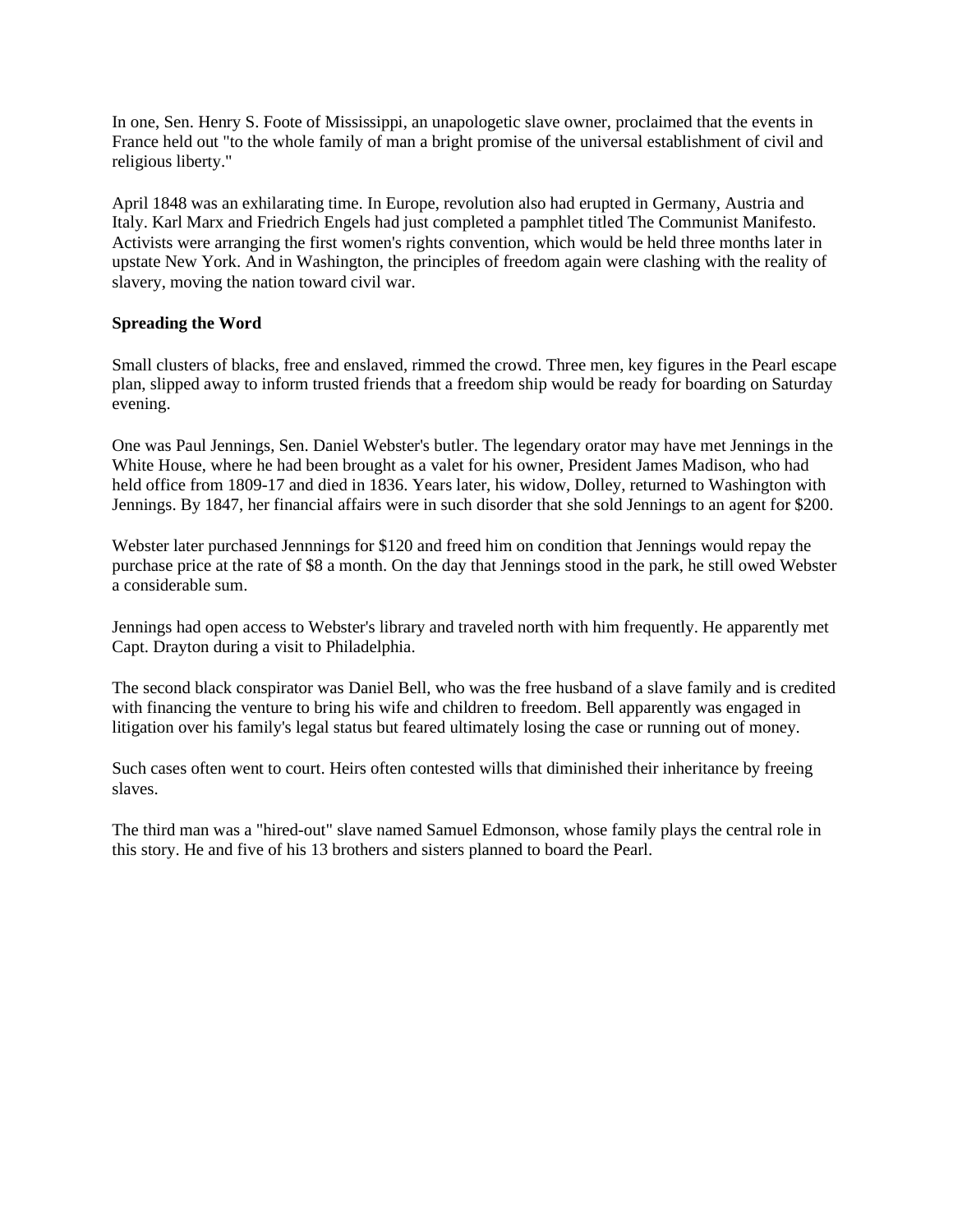In one, Sen. Henry S. Foote of Mississippi, an unapologetic slave owner, proclaimed that the events in France held out "to the whole family of man a bright promise of the universal establishment of civil and religious liberty."

April 1848 was an exhilarating time. In Europe, revolution also had erupted in Germany, Austria and Italy. Karl Marx and Friedrich Engels had just completed a pamphlet titled The Communist Manifesto. Activists were arranging the first women's rights convention, which would be held three months later in upstate New York. And in Washington, the principles of freedom again were clashing with the reality of slavery, moving the nation toward civil war.

**Spreading the Word**

Small clusters of blacks, free and enslaved, rimmed the crowd. Three men, key figures in the Pearl escape plan, slipped away to inform trusted friends that a freedom ship would be ready for boarding on Saturday evening.

One was Paul Jennings, Sen. Daniel Webster's butler. The legendary orator may have met Jennings in the White House, where he had been brought as a valet for his owner, President James Madison, who had held office from 1809-17 and died in 1836. Years later, his widow, Dolley, returned to Washington with Jennings. By 1847, her financial affairs were in such disorder that she sold Jennings to an agent for $200.

Webster later purchased Jennnings for $120 and freed him on condition that Jennings would repay the purchase price at the rate of $8 a month. On the day that Jennings stood in the park, he still owed Webster a considerable sum.

Jennings had open access to Webster's library and traveled north with him frequently. He apparently met Capt. Drayton during a visit to Philadelphia.

The second black conspirator was Daniel Bell, who was the free husband of a slave family and is credited with financing the venture to bring his wife and children to freedom. Bell apparently was engaged in litigation over his family's legal status but feared ultimately losing the case or running out of money.

Such cases often went to court. Heirs often contested wills that diminished their inheritance by freeing slaves.

The third man was a "hired-out" slave named Samuel Edmonson, whose family plays the central role in this story. He and five of his 13 brothers and sisters planned to board the Pearl.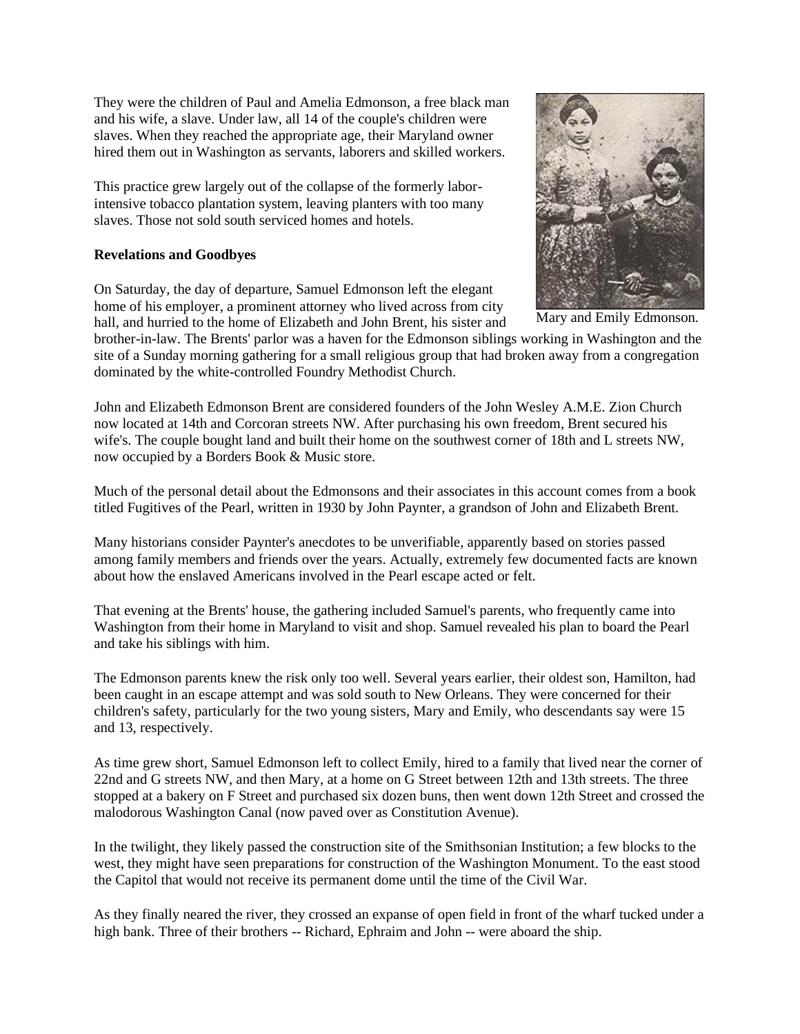They were the children of Paul and Amelia Edmonson, a free black man and his wife, a slave. Under law, all 14 of the couple's children were slaves. When they reached the appropriate age, their Maryland owner hired them out in Washington as servants, laborers and skilled workers.

This practice grew largely out of the collapse of the formerly labor-intensive tobacco plantation system, leaving planters with too many slaves. Those not sold south serviced homes and hotels.

Mary and Emily Edmonson.

**Revelations and Goodbyes**

On Saturday, the day of departure, Samuel Edmonson left the elegant home of his employer, a prominent attorney who lived across from city hall, and hurried to the home of Elizabeth and John Brent, his sister and brother-in-law. The Brents' parlor was a haven for the Edmonson siblings working in Washington and the site of a Sunday morning gathering for a small religious group that had broken away from a congregation dominated by the white-controlled Foundry Methodist Church.

John and Elizabeth Edmonson Brent are considered founders of the John Wesley A.M.E. Zion Church now located at 14th and Corcoran streets NW. After purchasing his own freedom, Brent secured his wife's. The couple bought land and built their home on the southwest corner of 18th and L streets NW, now occupied by a Borders Book & Music store.

Much of the personal detail about the Edmonsons and their associates in this account comes from a book titled Fugitives of the Pearl, written in 1930 by John Paynter, a grandson of John and Elizabeth Brent.

Many historians consider Paynter's anecdotes to be unverifiable, apparently based on stories passed among family members and friends over the years. Actually, extremely few documented facts are known about how the enslaved Americans involved in the Pearl escape acted or felt.

That evening at the Brents' house, the gathering included Samuel's parents, who frequently came into Washington from their home in Maryland to visit and shop. Samuel revealed his plan to board the Pearl and take his siblings with him.

The Edmonson parents knew the risk only too well. Several years earlier, their oldest son, Hamilton, had been caught in an escape attempt and was sold south to New Orleans. They were concerned for their children's safety, particularly for the two young sisters, Mary and Emily, who descendants say were 15 and 13, respectively.

As time grew short, Samuel Edmonson left to collect Emily, hired to a family that lived near the corner of 22nd and G streets NW, and then Mary, at a home on G Street between 12th and 13th streets. The three stopped at a bakery on F Street and purchased six dozen buns, then went down 12th Street and crossed the malodorous Washington Canal (now paved over as Constitution Avenue).

In the twilight, they likely passed the construction site of the Smithsonian Institution; a few blocks to the west, they might have seen preparations for construction of the Washington Monument. To the east stood the Capitol that would not receive its permanent dome until the time of the Civil War.

As they finally neared the river, they crossed an expanse of open field in front of the wharf tucked under a high bank. Three of their brothers -- Richard, Ephraim and John -- were aboard the ship.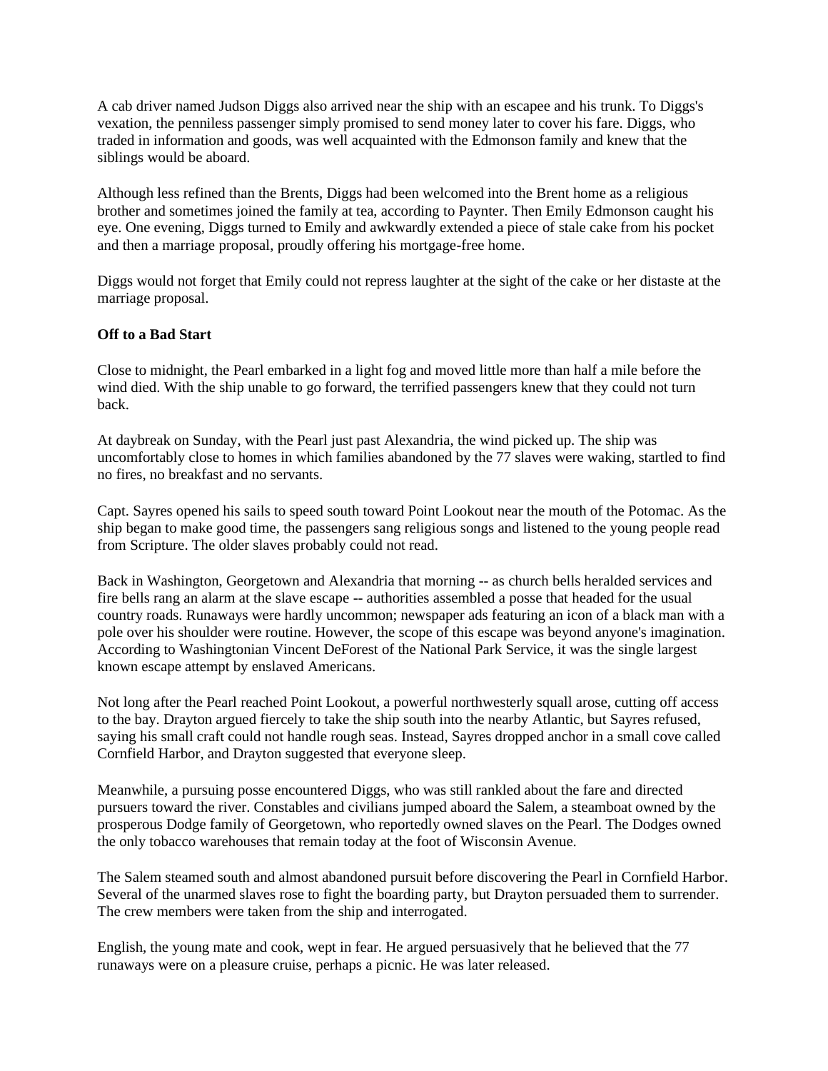A cab driver named Judson Diggs also arrived near the ship with an escapee and his trunk. To Diggs's vexation, the penniless passenger simply promised to send money later to cover his fare. Diggs, who traded in information and goods, was well acquainted with the Edmonson family and knew that the siblings would be aboard.

Although less refined than the Brents, Diggs had been welcomed into the Brent home as a religious brother and sometimes joined the family at tea, according to Paynter. Then Emily Edmonson caught his eye. One evening, Diggs turned to Emily and awkwardly extended a piece of stale cake from his pocket and then a marriage proposal, proudly offering his mortgage-free home.

Diggs would not forget that Emily could not repress laughter at the sight of the cake or her distaste at the marriage proposal.

**Off to a Bad Start**

Close to midnight, the Pearl embarked in a light fog and moved little more than half a mile before the wind died. With the ship unable to go forward, the terrified passengers knew that they could not turn back.

At daybreak on Sunday, with the Pearl just past Alexandria, the wind picked up. The ship was uncomfortably close to homes in which families abandoned by the 77 slaves were waking, startled to find no fires, no breakfast and no servants.

Capt. Sayres opened his sails to speed south toward Point Lookout near the mouth of the Potomac. As the ship began to make good time, the passengers sang religious songs and listened to the young people read from Scripture. The older slaves probably could not read.

Back in Washington, Georgetown and Alexandria that morning -- as church bells heralded services and fire bells rang an alarm at the slave escape -- authorities assembled a posse that headed for the usual country roads. Runaways were hardly uncommon; newspaper ads featuring an icon of a black man with a pole over his shoulder were routine. However, the scope of this escape was beyond anyone's imagination. According to Washingtonian Vincent DeForest of the National Park Service, it was the single largest known escape attempt by enslaved Americans.

Not long after the Pearl reached Point Lookout, a powerful northwesterly squall arose, cutting off access to the bay. Drayton argued fiercely to take the ship south into the nearby Atlantic, but Sayres refused, saying his small craft could not handle rough seas. Instead, Sayres dropped anchor in a small cove called Cornfield Harbor, and Drayton suggested that everyone sleep.

Meanwhile, a pursuing posse encountered Diggs, who was still rankled about the fare and directed pursuers toward the river. Constables and civilians jumped aboard the Salem, a steamboat owned by the prosperous Dodge family of Georgetown, who reportedly owned slaves on the Pearl. The Dodges owned the only tobacco warehouses that remain today at the foot of Wisconsin Avenue.

The Salem steamed south and almost abandoned pursuit before discovering the Pearl in Cornfield Harbor. Several of the unarmed slaves rose to fight the boarding party, but Drayton persuaded them to surrender. The crew members were taken from the ship and interrogated.

English, the young mate and cook, wept in fear. He argued persuasively that he believed that the 77 runaways were on a pleasure cruise, perhaps a picnic. He was later released.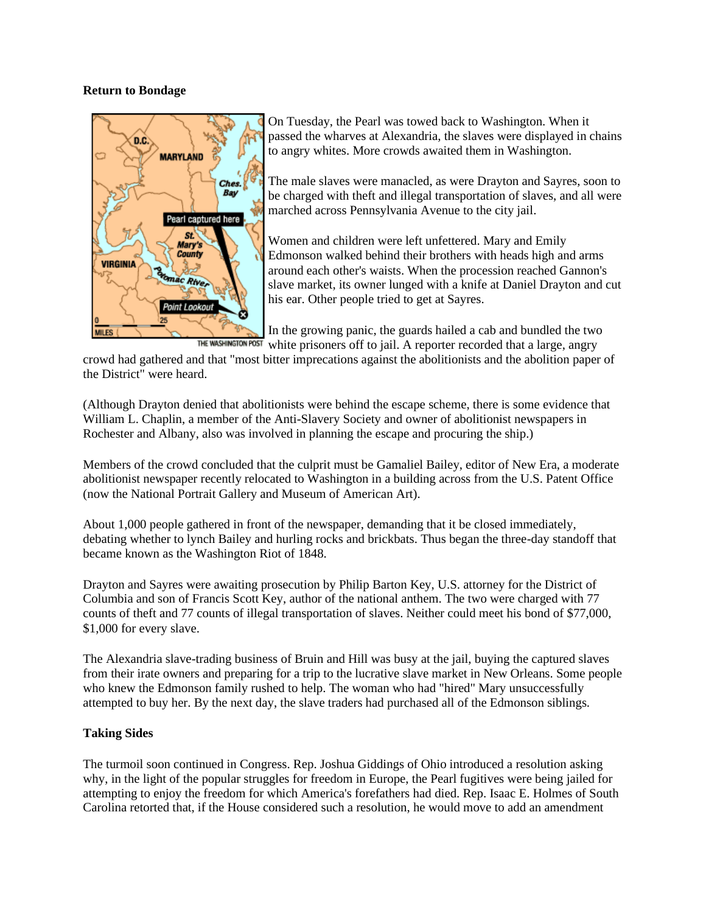**Return to Bondage**

On Tuesday, the Pearl was towed back to Washington. When it passed the wharves at Alexandria, the slaves were displayed in chains to angry whites. More crowds awaited them in Washington.

The male slaves were manacled, as were Drayton and Sayres, soon to be charged with theft and illegal transportation of slaves, and all were marched across Pennsylvania Avenue to the city jail.

Women and children were left unfettered. Mary and Emily Edmonson walked behind their brothers with heads high and arms around each other's waists. When the procession reached Gannon's slave market, its owner lunged with a knife at Daniel Drayton and cut his ear. Other people tried to get at Sayres.

In the growing panic, the guards hailed a cab and bundled the two white prisoners off to jail. A reporter recorded that a large, angry crowd had gathered and that "most bitter imprecations against the abolitionists and the abolition paper of the District" were heard.

(Although Drayton denied that abolitionists were behind the escape scheme, there is some evidence that William L. Chaplin, a member of the Anti-Slavery Society and owner of abolitionist newspapers in Rochester and Albany, also was involved in planning the escape and procuring the ship.)

Members of the crowd concluded that the culprit must be Gamaliel Bailey, editor of New Era, a moderate abolitionist newspaper recently relocated to Washington in a building across from the U.S. Patent Office (now the National Portrait Gallery and Museum of American Art).

About 1,000 people gathered in front of the newspaper, demanding that it be closed immediately, debating whether to lynch Bailey and hurling rocks and brickbats. Thus began the three-day standoff that became known as the Washington Riot of 1848.

Drayton and Sayres were awaiting prosecution by Philip Barton Key, U.S. attorney for the District of Columbia and son of Francis Scott Key, author of the national anthem. The two were charged with 77 counts of theft and 77 counts of illegal transportation of slaves. Neither could meet his bond of $77,000, $1,000 for every slave.

The Alexandria slave-trading business of Bruin and Hill was busy at the jail, buying the captured slaves from their irate owners and preparing for a trip to the lucrative slave market in New Orleans. Some people who knew the Edmonson family rushed to help. The woman who had "hired" Mary unsuccessfully attempted to buy her. By the next day, the slave traders had purchased all of the Edmonson siblings.

**Taking Sides**

The turmoil soon continued in Congress. Rep. Joshua Giddings of Ohio introduced a resolution asking why, in the light of the popular struggles for freedom in Europe, the Pearl fugitives were being jailed for attempting to enjoy the freedom for which America's forefathers had died. Rep. Isaac E. Holmes of South Carolina retorted that, if the House considered such a resolution, he would move to add an amendment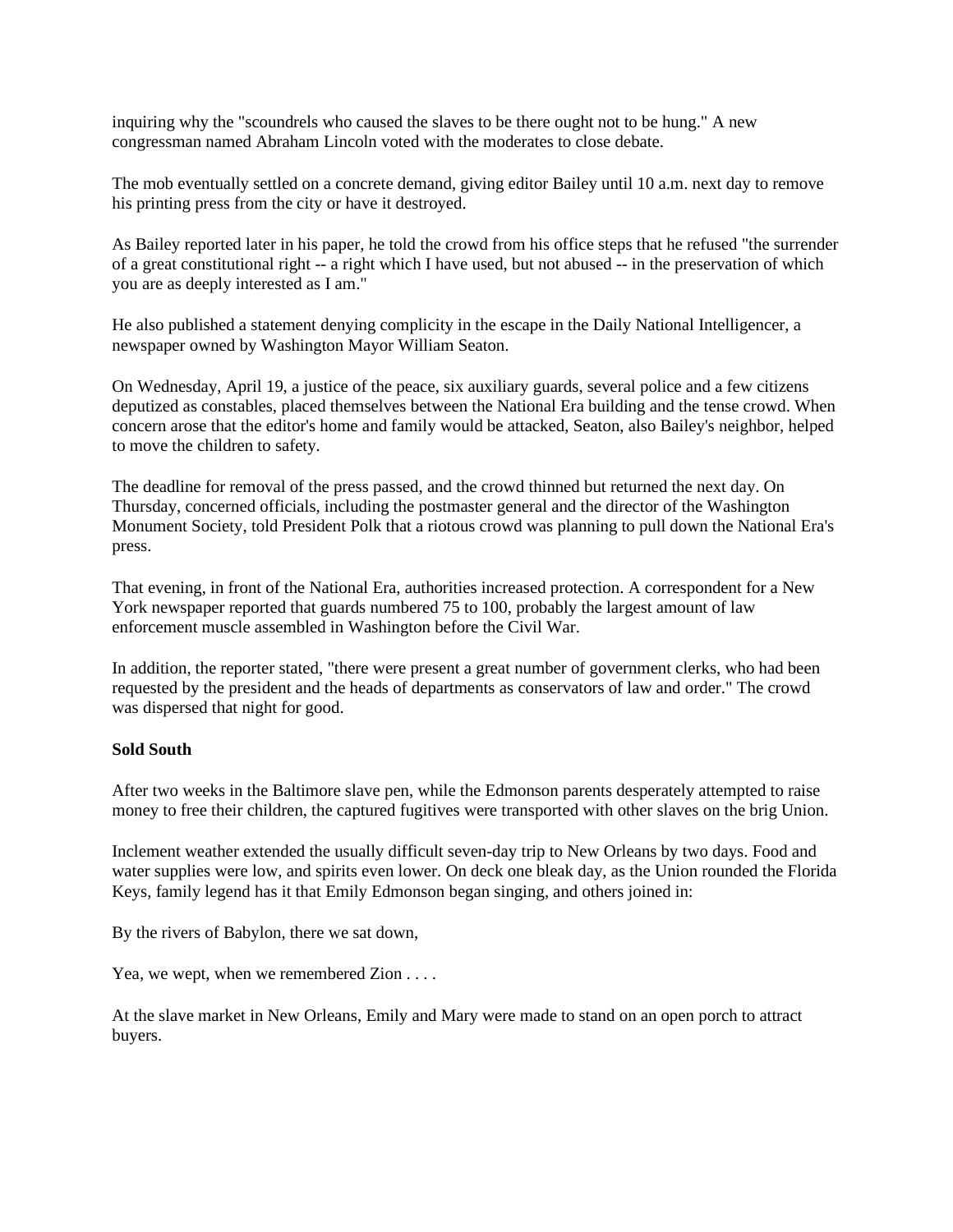inquiring why the "scoundrels who caused the slaves to be there ought not to be hung." A new congressman named Abraham Lincoln voted with the moderates to close debate.

The mob eventually settled on a concrete demand, giving editor Bailey until 10 a.m. next day to remove his printing press from the city or have it destroyed.

As Bailey reported later in his paper, he told the crowd from his office steps that he refused "the surrender of a great constitutional right -- a right which I have used, but not abused -- in the preservation of which you are as deeply interested as I am."

He also published a statement denying complicity in the escape in the Daily National Intelligencer, a newspaper owned by Washington Mayor William Seaton.

On Wednesday, April 19, a justice of the peace, six auxiliary guards, several police and a few citizens deputized as constables, placed themselves between the National Era building and the tense crowd. When concern arose that the editor's home and family would be attacked, Seaton, also Bailey's neighbor, helped to move the children to safety.

The deadline for removal of the press passed, and the crowd thinned but returned the next day. On Thursday, concerned officials, including the postmaster general and the director of the Washington Monument Society, told President Polk that a riotous crowd was planning to pull down the National Era's press.

That evening, in front of the National Era, authorities increased protection. A correspondent for a New York newspaper reported that guards numbered 75 to 100, probably the largest amount of law enforcement muscle assembled in Washington before the Civil War.

In addition, the reporter stated, "there were present a great number of government clerks, who had been requested by the president and the heads of departments as conservators of law and order." The crowd was dispersed that night for good.

**Sold South**

After two weeks in the Baltimore slave pen, while the Edmonson parents desperately attempted to raise money to free their children, the captured fugitives were transported with other slaves on the brig Union.

Inclement weather extended the usually difficult seven-day trip to New Orleans by two days. Food and water supplies were low, and spirits even lower. On deck one bleak day, as the Union rounded the Florida Keys, family legend has it that Emily Edmonson began singing, and others joined in:

By the rivers of Babylon, there we sat down,

Yea, we wept, when we remembered Zion . . . .

At the slave market in New Orleans, Emily and Mary were made to stand on an open porch to attract buyers.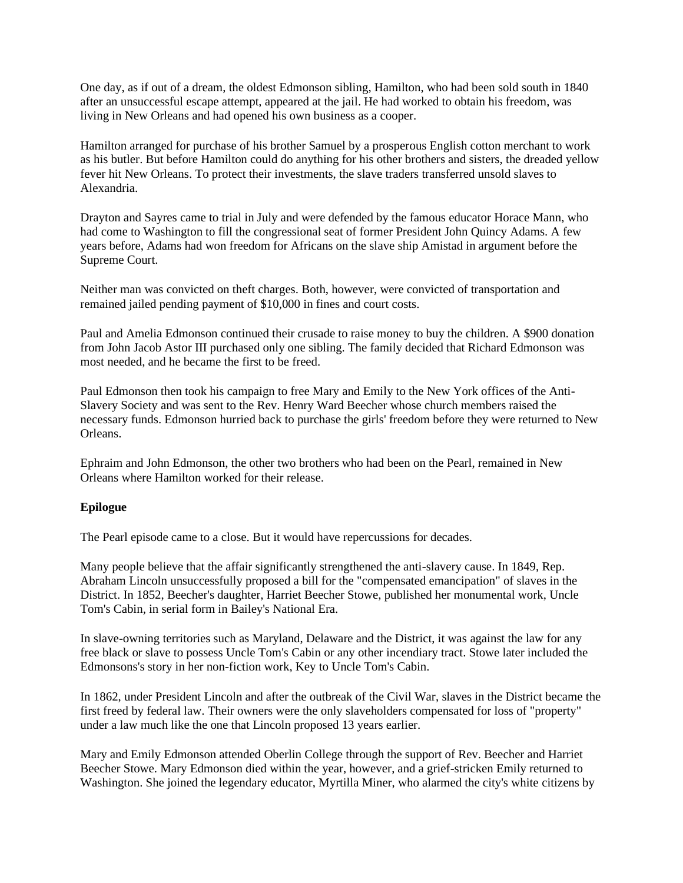One day, as if out of a dream, the oldest Edmonson sibling, Hamilton, who had been sold south in 1840 after an unsuccessful escape attempt, appeared at the jail. He had worked to obtain his freedom, was living in New Orleans and had opened his own business as a cooper.

Hamilton arranged for purchase of his brother Samuel by a prosperous English cotton merchant to work as his butler. But before Hamilton could do anything for his other brothers and sisters, the dreaded yellow fever hit New Orleans. To protect their investments, the slave traders transferred unsold slaves to Alexandria.

Drayton and Sayres came to trial in July and were defended by the famous educator Horace Mann, who had come to Washington to fill the congressional seat of former President John Quincy Adams. A few years before, Adams had won freedom for Africans on the slave ship Amistad in argument before the Supreme Court.

Neither man was convicted on theft charges. Both, however, were convicted of transportation and remained jailed pending payment of $10,000 in fines and court costs.

Paul and Amelia Edmonson continued their crusade to raise money to buy the children. A $900 donation from John Jacob Astor III purchased only one sibling. The family decided that Richard Edmonson was most needed, and he became the first to be freed.

Paul Edmonson then took his campaign to free Mary and Emily to the New York offices of the Anti-Slavery Society and was sent to the Rev. Henry Ward Beecher whose church members raised the necessary funds. Edmonson hurried back to purchase the girls' freedom before they were returned to New Orleans.

Ephraim and John Edmonson, the other two brothers who had been on the Pearl, remained in New Orleans where Hamilton worked for their release.

**Epilogue**

The Pearl episode came to a close. But it would have repercussions for decades.

Many people believe that the affair significantly strengthened the anti-slavery cause. In 1849, Rep. Abraham Lincoln unsuccessfully proposed a bill for the "compensated emancipation" of slaves in the District. In 1852, Beecher's daughter, Harriet Beecher Stowe, published her monumental work, Uncle Tom's Cabin, in serial form in Bailey's National Era.

In slave-owning territories such as Maryland, Delaware and the District, it was against the law for any free black or slave to possess Uncle Tom's Cabin or any other incendiary tract. Stowe later included the Edmonsons's story in her non-fiction work, Key to Uncle Tom's Cabin.

In 1862, under President Lincoln and after the outbreak of the Civil War, slaves in the District became the first freed by federal law. Their owners were the only slaveholders compensated for loss of "property" under a law much like the one that Lincoln proposed 13 years earlier.

Mary and Emily Edmonson attended Oberlin College through the support of Rev. Beecher and Harriet Beecher Stowe. Mary Edmonson died within the year, however, and a grief-stricken Emily returned to Washington. She joined the legendary educator, Myrtilla Miner, who alarmed the city's white citizens by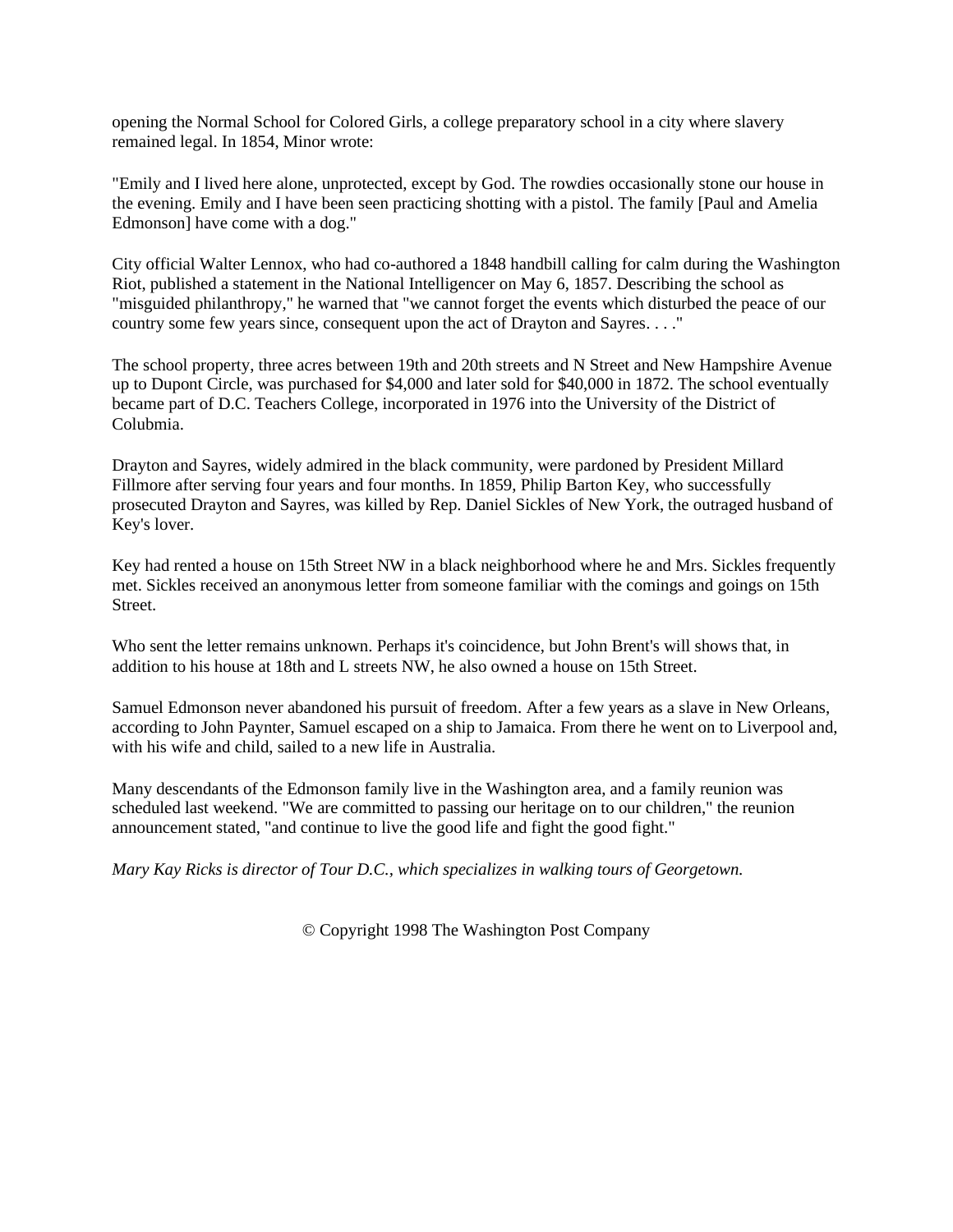opening the Normal School for Colored Girls, a college preparatory school in a city where slavery remained legal. In 1854, Minor wrote:

"Emily and I lived here alone, unprotected, except by God. The rowdies occasionally stone our house in the evening. Emily and I have been seen practicing shotting with a pistol. The family [Paul and Amelia Edmonson] have come with a dog."

City official Walter Lennox, who had co-authored a 1848 handbill calling for calm during the Washington Riot, published a statement in the National Intelligencer on May 6, 1857. Describing the school as "misguided philanthropy," he warned that "we cannot forget the events which disturbed the peace of our country some few years since, consequent upon the act of Drayton and Sayres. . . ."

The school property, three acres between 19th and 20th streets and N Street and New Hampshire Avenue up to Dupont Circle, was purchased for $4,000 and later sold for $40,000 in 1872. The school eventually became part of D.C. Teachers College, incorporated in 1976 into the University of the District of Colubmia.

Drayton and Sayres, widely admired in the black community, were pardoned by President Millard Fillmore after serving four years and four months. In 1859, Philip Barton Key, who successfully prosecuted Drayton and Sayres, was killed by Rep. Daniel Sickles of New York, the outraged husband of Key's lover.

Key had rented a house on 15th Street NW in a black neighborhood where he and Mrs. Sickles frequently met. Sickles received an anonymous letter from someone familiar with the comings and goings on 15th Street.

Who sent the letter remains unknown. Perhaps it's coincidence, but John Brent's will shows that, in addition to his house at 18th and L streets NW, he also owned a house on 15th Street.

Samuel Edmonson never abandoned his pursuit of freedom. After a few years as a slave in New Orleans, according to John Paynter, Samuel escaped on a ship to Jamaica. From there he went on to Liverpool and, with his wife and child, sailed to a new life in Australia.

Many descendants of the Edmonson family live in the Washington area, and a family reunion was scheduled last weekend. "We are committed to passing our heritage on to our children," the reunion announcement stated, "and continue to live the good life and fight the good fight."

*Mary Kay Ricks is director of Tour D.C., which specializes in walking tours of Georgetown.*

© Copyright 1998 The Washington Post Company